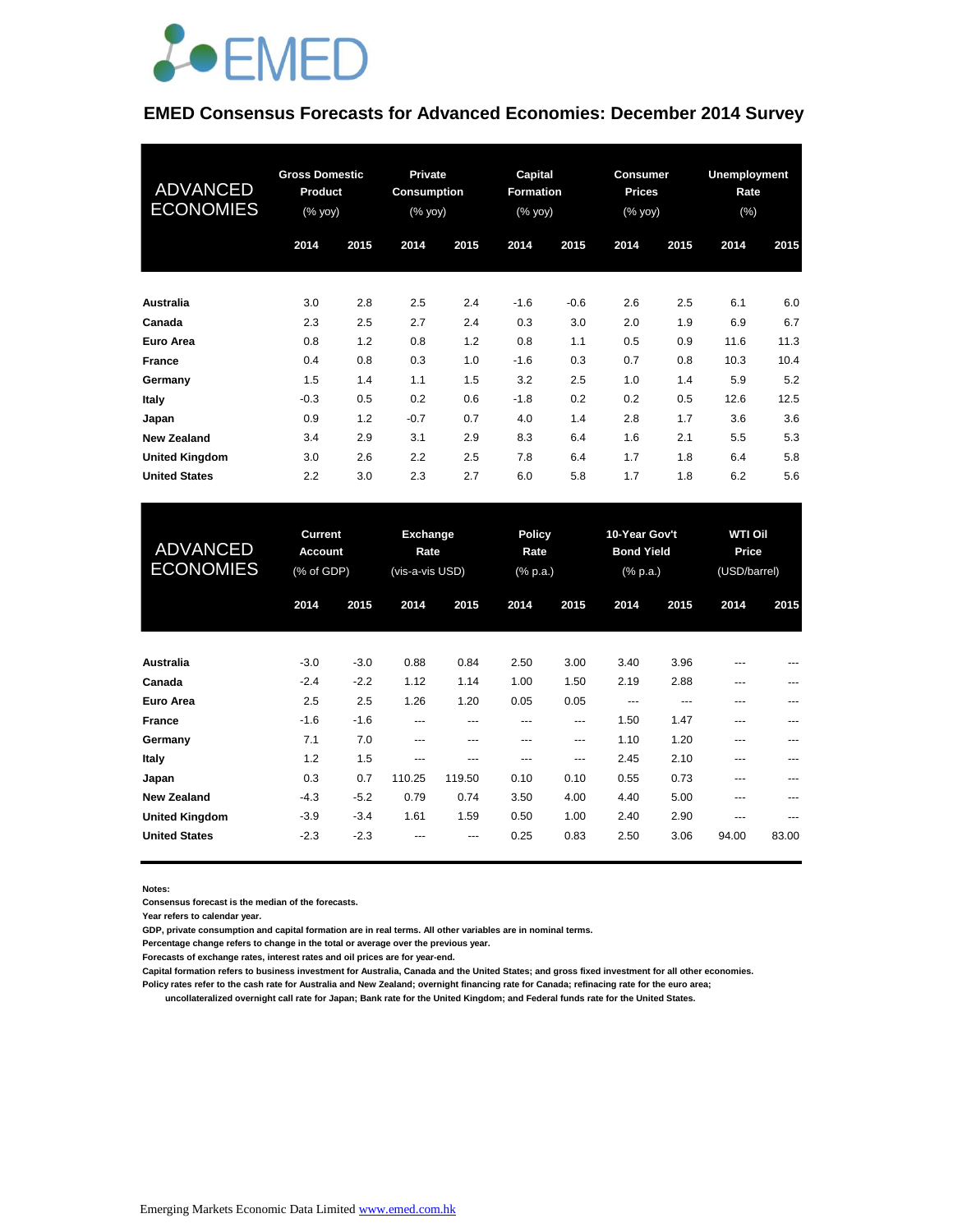EMED

# EMED Consensus Forecasts for Advanced Economies: December 2014 Survey

| ADVANCED ECONOMIES | Gross Domestic Product (% yoy) | | Private Consumption (% yoy) | | Capital Formation (% yoy) | | Consumer Prices (% yoy) | | Unemployment Rate (%) | |
|---|---|---|---|---|---|---|---|---|---|---|
| | 2014 | 2015 | 2014 | 2015 | 2014 | 2015 | 2014 | 2015 | 2014 | 2015 |
| **Australia** | 3.0 | 2.8 | 2.5 | 2.4 | -1.6 | -0.6 | 2.6 | 2.5 | 6.1 | 6.0 |
| **Canada** | 2.3 | 2.5 | 2.7 | 2.4 | 0.3 | 3.0 | 2.0 | 1.9 | 6.9 | 6.7 |
| **Euro Area** | 0.8 | 1.2 | 0.8 | 1.2 | 0.8 | 1.1 | 0.5 | 0.9 | 11.6 | 11.3 |
| **France** | 0.4 | 0.8 | 0.3 | 1.0 | -1.6 | 0.3 | 0.7 | 0.8 | 10.3 | 10.4 |
| **Germany** | 1.5 | 1.4 | 1.1 | 1.5 | 3.2 | 2.5 | 1.0 | 1.4 | 5.9 | 5.2 |
| **Italy** | -0.3 | 0.5 | 0.2 | 0.6 | -1.8 | 0.2 | 0.2 | 0.5 | 12.6 | 12.5 |
| **Japan** | 0.9 | 1.2 | -0.7 | 0.7 | 4.0 | 1.4 | 2.8 | 1.7 | 3.6 | 3.6 |
| **New Zealand** | 3.4 | 2.9 | 3.1 | 2.9 | 8.3 | 6.4 | 1.6 | 2.1 | 5.5 | 5.3 |
| **United Kingdom** | 3.0 | 2.6 | 2.2 | 2.5 | 7.8 | 6.4 | 1.7 | 1.8 | 6.4 | 5.8 |
| **United States** | 2.2 | 3.0 | 2.3 | 2.7 | 6.0 | 5.8 | 1.7 | 1.8 | 6.2 | 5.6 |

| ADVANCED ECONOMIES | Current Account (% of GDP) | | Exchange Rate (vis-a-vis USD) | | Policy Rate (% p.a.) | | 10-Year Gov't Bond Yield (% p.a.) | | WTI Oil Price (USD/barrel) | |
|---|---|---|---|---|---|---|---|---|---|---|
| | 2014 | 2015 | 2014 | 2015 | 2014 | 2015 | 2014 | 2015 | 2014 | 2015 |
| **Australia** | -3.0 | -3.0 | 0.88 | 0.84 | 2.50 | 3.00 | 3.40 | 3.96 | --- | --- |
| **Canada** | -2.4 | -2.2 | 1.12 | 1.14 | 1.00 | 1.50 | 2.19 | 2.88 | --- | --- |
| **Euro Area** | 2.5 | 2.5 | 1.26 | 1.20 | 0.05 | 0.05 | --- | --- | --- | --- |
| **France** | -1.6 | -1.6 | --- | --- | --- | --- | 1.50 | 1.47 | --- | --- |
| **Germany** | 7.1 | 7.0 | --- | --- | --- | --- | 1.10 | 1.20 | --- | --- |
| **Italy** | 1.2 | 1.5 | --- | --- | --- | --- | 2.45 | 2.10 | --- | --- |
| **Japan** | 0.3 | 0.7 | 110.25 | 119.50 | 0.10 | 0.10 | 0.55 | 0.73 | --- | --- |
| **New Zealand** | -4.3 | -5.2 | 0.79 | 0.74 | 3.50 | 4.00 | 4.40 | 5.00 | --- | --- |
| **United Kingdom** | -3.9 | -3.4 | 1.61 | 1.59 | 0.50 | 1.00 | 2.40 | 2.90 | --- | --- |
| **United States** | -2.3 | -2.3 | --- | --- | 0.25 | 0.83 | 2.50 | 3.06 | 94.00 | 83.00 |

**Notes:**
**Consensus forecast is the median of the forecasts.**
**Year refers to calendar year.**
**GDP, private consumption and capital formation are in real terms. All other variables are in nominal terms.**
**Percentage change refers to change in the total or average over the previous year.**
**Forecasts of exchange rates, interest rates and oil prices are for year-end.**
**Capital formation refers to business investment for Australia, Canada and the United States; and gross fixed investment for all other economies.**
**Policy rates refer to the cash rate for Australia and New Zealand; overnight financing rate for Canada; refinacing rate for the euro area; uncollateralized overnight call rate for Japan; Bank rate for the United Kingdom; and Federal funds rate for the United States.**

Emerging Markets Economic Data Limited www.emed.com.hk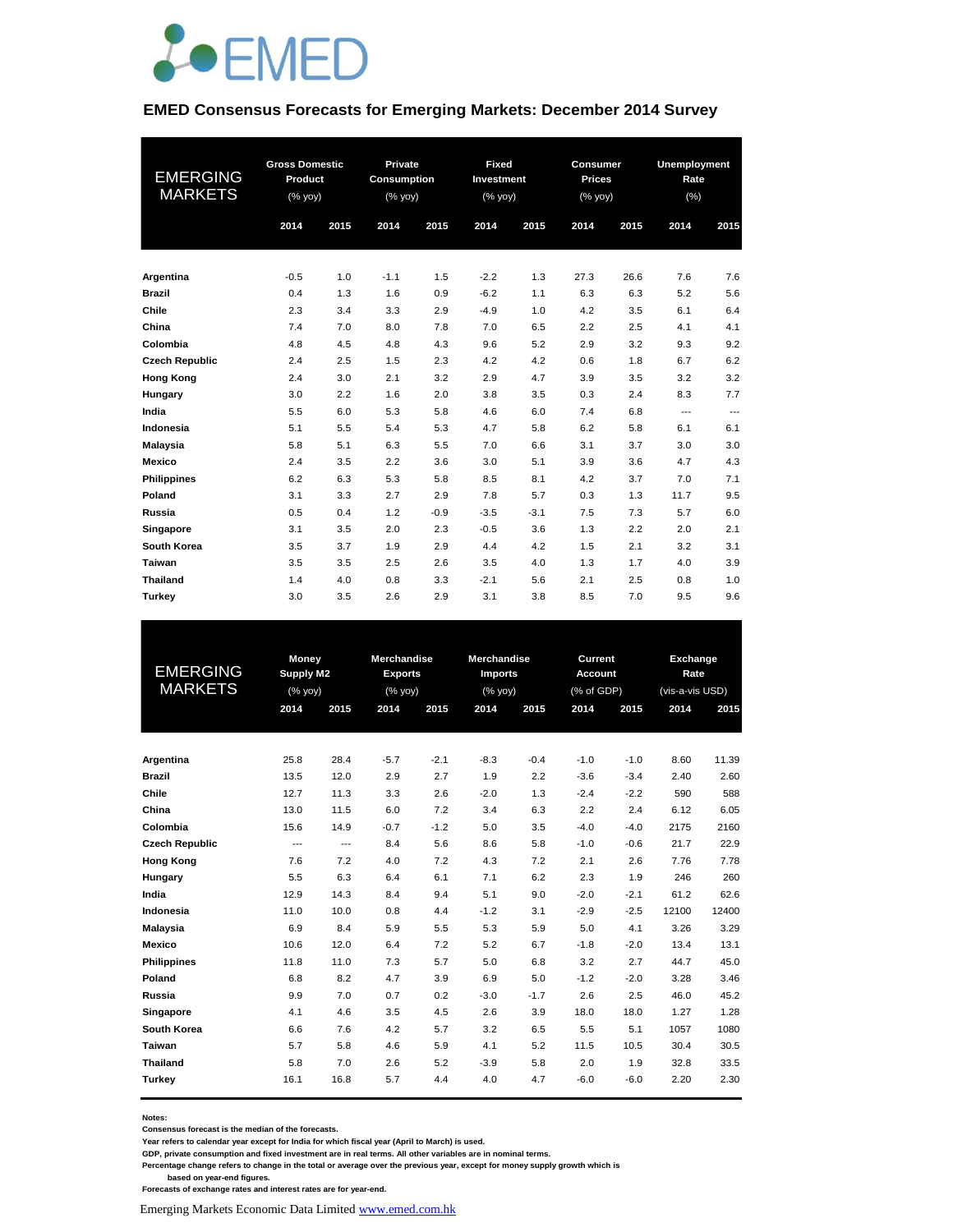## EMED Consensus Forecasts for Emerging Markets: December 2014 Survey

| EMERGING MARKETS | Gross Domestic Product (% yoy) | | Private Consumption (% yoy) | | Fixed Investment (% yoy) | | Consumer Prices (% yoy) | | Unemployment Rate (%) | |
|---|---|---|---|---|---|---|---|---|---|---|
| | 2014 | 2015 | 2014 | 2015 | 2014 | 2015 | 2014 | 2015 | 2014 | 2015 |
| **Argentina** | -0.5 | 1.0 | -1.1 | 1.5 | -2.2 | 1.3 | 27.3 | 26.6 | 7.6 | 7.6 |
| **Brazil** | 0.4 | 1.3 | 1.6 | 0.9 | -6.2 | 1.1 | 6.3 | 6.3 | 5.2 | 5.6 |
| **Chile** | 2.3 | 3.4 | 3.3 | 2.9 | -4.9 | 1.0 | 4.2 | 3.5 | 6.1 | 6.4 |
| **China** | 7.4 | 7.0 | 8.0 | 7.8 | 7.0 | 6.5 | 2.2 | 2.5 | 4.1 | 4.1 |
| **Colombia** | 4.8 | 4.5 | 4.8 | 4.3 | 9.6 | 5.2 | 2.9 | 3.2 | 9.3 | 9.2 |
| **Czech Republic** | 2.4 | 2.5 | 1.5 | 2.3 | 4.2 | 4.2 | 0.6 | 1.8 | 6.7 | 6.2 |
| **Hong Kong** | 2.4 | 3.0 | 2.1 | 3.2 | 2.9 | 4.7 | 3.9 | 3.5 | 3.2 | 3.2 |
| **Hungary** | 3.0 | 2.2 | 1.6 | 2.0 | 3.8 | 3.5 | 0.3 | 2.4 | 8.3 | 7.7 |
| **India** | 5.5 | 6.0 | 5.3 | 5.8 | 4.6 | 6.0 | 7.4 | 6.8 | --- | --- |
| **Indonesia** | 5.1 | 5.5 | 5.4 | 5.3 | 4.7 | 5.8 | 6.2 | 5.8 | 6.1 | 6.1 |
| **Malaysia** | 5.8 | 5.1 | 6.3 | 5.5 | 7.0 | 6.6 | 3.1 | 3.7 | 3.0 | 3.0 |
| **Mexico** | 2.4 | 3.5 | 2.2 | 3.6 | 3.0 | 5.1 | 3.9 | 3.6 | 4.7 | 4.3 |
| **Philippines** | 6.2 | 6.3 | 5.3 | 5.8 | 8.5 | 8.1 | 4.2 | 3.7 | 7.0 | 7.1 |
| **Poland** | 3.1 | 3.3 | 2.7 | 2.9 | 7.8 | 5.7 | 0.3 | 1.3 | 11.7 | 9.5 |
| **Russia** | 0.5 | 0.4 | 1.2 | -0.9 | -3.5 | -3.1 | 7.5 | 7.3 | 5.7 | 6.0 |
| **Singapore** | 3.1 | 3.5 | 2.0 | 2.3 | -0.5 | 3.6 | 1.3 | 2.2 | 2.0 | 2.1 |
| **South Korea** | 3.5 | 3.7 | 1.9 | 2.9 | 4.4 | 4.2 | 1.5 | 2.1 | 3.2 | 3.1 |
| **Taiwan** | 3.5 | 3.5 | 2.5 | 2.6 | 3.5 | 4.0 | 1.3 | 1.7 | 4.0 | 3.9 |
| **Thailand** | 1.4 | 4.0 | 0.8 | 3.3 | -2.1 | 5.6 | 2.1 | 2.5 | 0.8 | 1.0 |
| **Turkey** | 3.0 | 3.5 | 2.6 | 2.9 | 3.1 | 3.8 | 8.5 | 7.0 | 9.5 | 9.6 |

| EMERGING MARKETS | Money Supply M2 (% yoy) | | Merchandise Exports (% yoy) | | Merchandise Imports (% yoy) | | Current Account (% of GDP) | | Exchange Rate (vis-a-vis USD) | |
|---|---|---|---|---|---|---|---|---|---|---|
| | 2014 | 2015 | 2014 | 2015 | 2014 | 2015 | 2014 | 2015 | 2014 | 2015 |
| **Argentina** | 25.8 | 28.4 | -5.7 | -2.1 | -8.3 | -0.4 | -1.0 | -1.0 | 8.60 | 11.39 |
| **Brazil** | 13.5 | 12.0 | 2.9 | 2.7 | 1.9 | 2.2 | -3.6 | -3.4 | 2.40 | 2.60 |
| **Chile** | 12.7 | 11.3 | 3.3 | 2.6 | -2.0 | 1.3 | -2.4 | -2.2 | 590 | 588 |
| **China** | 13.0 | 11.5 | 6.0 | 7.2 | 3.4 | 6.3 | 2.2 | 2.4 | 6.12 | 6.05 |
| **Colombia** | 15.6 | 14.9 | -0.7 | -1.2 | 5.0 | 3.5 | -4.0 | -4.0 | 2175 | 2160 |
| **Czech Republic** | --- | --- | 8.4 | 5.6 | 8.6 | 5.8 | -1.0 | -0.6 | 21.7 | 22.9 |
| **Hong Kong** | 7.6 | 7.2 | 4.0 | 7.2 | 4.3 | 7.2 | 2.1 | 2.6 | 7.76 | 7.78 |
| **Hungary** | 5.5 | 6.3 | 6.4 | 6.1 | 7.1 | 6.2 | 2.3 | 1.9 | 246 | 260 |
| **India** | 12.9 | 14.3 | 8.4 | 9.4 | 5.1 | 9.0 | -2.0 | -2.1 | 61.2 | 62.6 |
| **Indonesia** | 11.0 | 10.0 | 0.8 | 4.4 | -1.2 | 3.1 | -2.9 | -2.5 | 12100 | 12400 |
| **Malaysia** | 6.9 | 8.4 | 5.9 | 5.5 | 5.3 | 5.9 | 5.0 | 4.1 | 3.26 | 3.29 |
| **Mexico** | 10.6 | 12.0 | 6.4 | 7.2 | 5.2 | 6.7 | -1.8 | -2.0 | 13.4 | 13.1 |
| **Philippines** | 11.8 | 11.0 | 7.3 | 5.7 | 5.0 | 6.8 | 3.2 | 2.7 | 44.7 | 45.0 |
| **Poland** | 6.8 | 8.2 | 4.7 | 3.9 | 6.9 | 5.0 | -1.2 | -2.0 | 3.28 | 3.46 |
| **Russia** | 9.9 | 7.0 | 0.7 | 0.2 | -3.0 | -1.7 | 2.6 | 2.5 | 46.0 | 45.2 |
| **Singapore** | 4.1 | 4.6 | 3.5 | 4.5 | 2.6 | 3.9 | 18.0 | 18.0 | 1.27 | 1.28 |
| **South Korea** | 6.6 | 7.6 | 4.2 | 5.7 | 3.2 | 6.5 | 5.5 | 5.1 | 1057 | 1080 |
| **Taiwan** | 5.7 | 5.8 | 4.6 | 5.9 | 4.1 | 5.2 | 11.5 | 10.5 | 30.4 | 30.5 |
| **Thailand** | 5.8 | 7.0 | 2.6 | 5.2 | -3.9 | 5.8 | 2.0 | 1.9 | 32.8 | 33.5 |
| **Turkey** | 16.1 | 16.8 | 5.7 | 4.4 | 4.0 | 4.7 | -6.0 | -6.0 | 2.20 | 2.30 |

**Notes:**
**Consensus forecast is the median of the forecasts.**
**Year refers to calendar year except for India for which fiscal year (April to March) is used.**
**GDP, private consumption and fixed investment are in real terms. All other variables are in nominal terms.**
**Percentage change refers to change in the total or average over the previous year, except for money supply growth which is based on year-end figures.**
**Forecasts of exchange rates and interest rates are for year-end.**

Emerging Markets Economic Data Limited www.emed.com.hk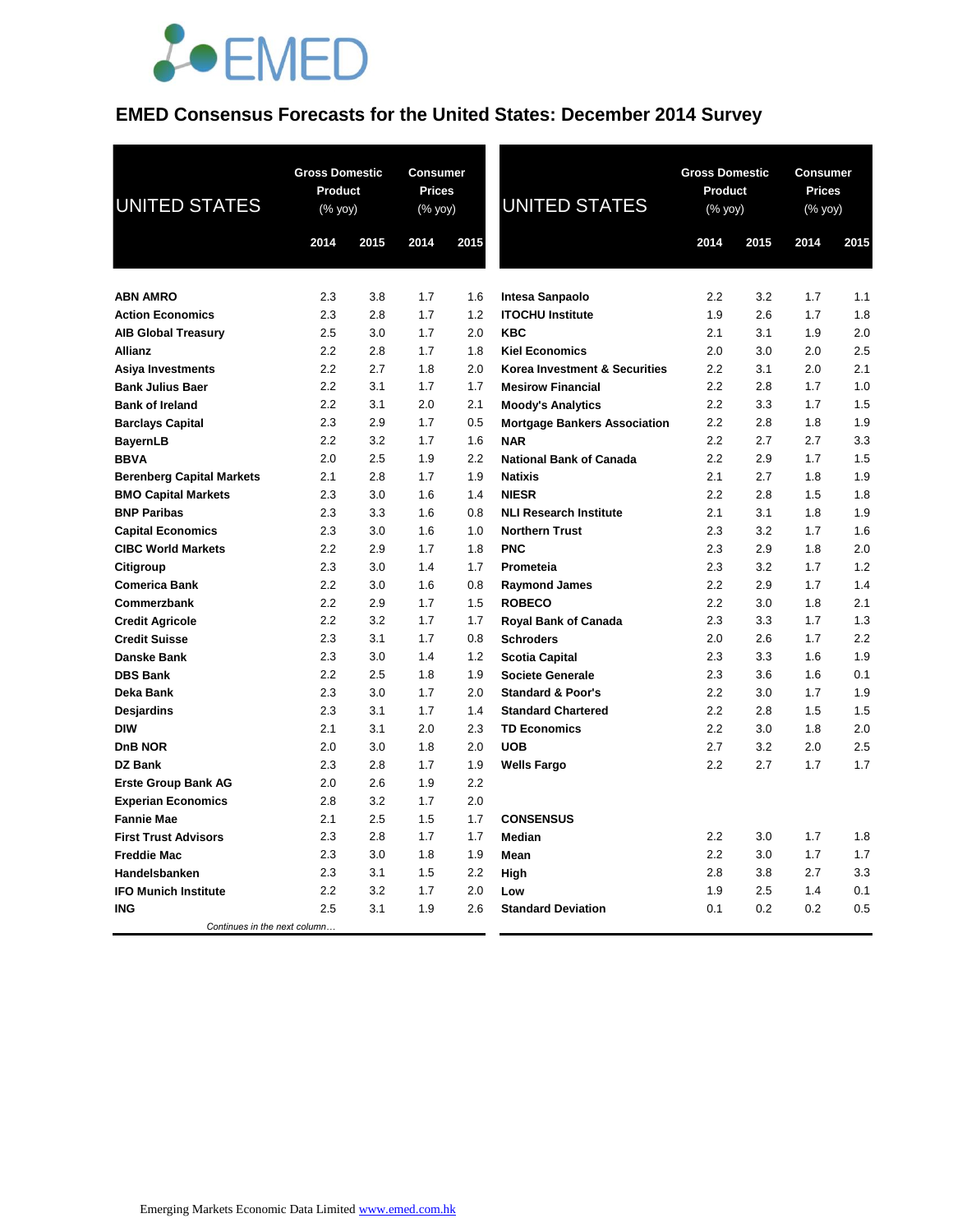# EMED Consensus Forecasts for the United States: December 2014 Survey

| UNITED STATES | Gross Domestic Product (% yoy) | | Consumer Prices (% yoy) | |
|---|---|---|---|---|
| | 2014 | 2015 | 2014 | 2015 |
| **ABN AMRO** | 2.3 | 3.8 | 1.7 | 1.6 |
| **Action Economics** | 2.3 | 2.8 | 1.7 | 1.2 |
| **AIB Global Treasury** | 2.5 | 3.0 | 1.7 | 2.0 |
| **Allianz** | 2.2 | 2.8 | 1.7 | 1.8 |
| **Asiya Investments** | 2.2 | 2.7 | 1.8 | 2.0 |
| **Bank Julius Baer** | 2.2 | 3.1 | 1.7 | 1.7 |
| **Bank of Ireland** | 2.2 | 3.1 | 2.0 | 2.1 |
| **Barclays Capital** | 2.3 | 2.9 | 1.7 | 0.5 |
| **BayernLB** | 2.2 | 3.2 | 1.7 | 1.6 |
| **BBVA** | 2.0 | 2.5 | 1.9 | 2.2 |
| **Berenberg Capital Markets** | 2.1 | 2.8 | 1.7 | 1.9 |
| **BMO Capital Markets** | 2.3 | 3.0 | 1.6 | 1.4 |
| **BNP Paribas** | 2.3 | 3.3 | 1.6 | 0.8 |
| **Capital Economics** | 2.3 | 3.0 | 1.6 | 1.0 |
| **CIBC World Markets** | 2.2 | 2.9 | 1.7 | 1.8 |
| **Citigroup** | 2.3 | 3.0 | 1.4 | 1.7 |
| **Comerica Bank** | 2.2 | 3.0 | 1.6 | 0.8 |
| **Commerzbank** | 2.2 | 2.9 | 1.7 | 1.5 |
| **Credit Agricole** | 2.2 | 3.2 | 1.7 | 1.7 |
| **Credit Suisse** | 2.3 | 3.1 | 1.7 | 0.8 |
| **Danske Bank** | 2.3 | 3.0 | 1.4 | 1.2 |
| **DBS Bank** | 2.2 | 2.5 | 1.8 | 1.9 |
| **Deka Bank** | 2.3 | 3.0 | 1.7 | 2.0 |
| **Desjardins** | 2.3 | 3.1 | 1.7 | 1.4 |
| **DIW** | 2.1 | 3.1 | 2.0 | 2.3 |
| **DnB NOR** | 2.0 | 3.0 | 1.8 | 2.0 |
| **DZ Bank** | 2.3 | 2.8 | 1.7 | 1.9 |
| **Erste Group Bank AG** | 2.0 | 2.6 | 1.9 | 2.2 |
| **Experian Economics** | 2.8 | 3.2 | 1.7 | 2.0 |
| **Fannie Mae** | 2.1 | 2.5 | 1.5 | 1.7 |
| **First Trust Advisors** | 2.3 | 2.8 | 1.7 | 1.7 |
| **Freddie Mac** | 2.3 | 3.0 | 1.8 | 1.9 |
| **Handelsbanken** | 2.3 | 3.1 | 1.5 | 2.2 |
| **IFO Munich Institute** | 2.2 | 3.2 | 1.7 | 2.0 |
| **ING** | 2.5 | 3.1 | 1.9 | 2.6 |
| **Intesa Sanpaolo** | 2.2 | 3.2 | 1.7 | 1.1 |
| **ITOCHU Institute** | 1.9 | 2.6 | 1.7 | 1.8 |
| **KBC** | 2.1 | 3.1 | 1.9 | 2.0 |
| **Kiel Economics** | 2.0 | 3.0 | 2.0 | 2.5 |
| **Korea Investment & Securities** | 2.2 | 3.1 | 2.0 | 2.1 |
| **Mesirow Financial** | 2.2 | 2.8 | 1.7 | 1.0 |
| **Moody's Analytics** | 2.2 | 3.3 | 1.7 | 1.5 |
| **Mortgage Bankers Association** | 2.2 | 2.8 | 1.8 | 1.9 |
| **NAR** | 2.2 | 2.7 | 2.7 | 3.3 |
| **National Bank of Canada** | 2.2 | 2.9 | 1.7 | 1.5 |
| **Natixis** | 2.1 | 2.7 | 1.8 | 1.9 |
| **NIESR** | 2.2 | 2.8 | 1.5 | 1.8 |
| **NLI Research Institute** | 2.1 | 3.1 | 1.8 | 1.9 |
| **Northern Trust** | 2.3 | 3.2 | 1.7 | 1.6 |
| **PNC** | 2.3 | 2.9 | 1.8 | 2.0 |
| **Prometeia** | 2.3 | 3.2 | 1.7 | 1.2 |
| **Raymond James** | 2.2 | 2.9 | 1.7 | 1.4 |
| **ROBECO** | 2.2 | 3.0 | 1.8 | 2.1 |
| **Royal Bank of Canada** | 2.3 | 3.3 | 1.7 | 1.3 |
| **Schroders** | 2.0 | 2.6 | 1.7 | 2.2 |
| **Scotia Capital** | 2.3 | 3.3 | 1.6 | 1.9 |
| **Societe Generale** | 2.3 | 3.6 | 1.6 | 0.1 |
| **Standard & Poor's** | 2.2 | 3.0 | 1.7 | 1.9 |
| **Standard Chartered** | 2.2 | 2.8 | 1.5 | 1.5 |
| **TD Economics** | 2.2 | 3.0 | 1.8 | 2.0 |
| **UOB** | 2.7 | 3.2 | 2.0 | 2.5 |
| **Wells Fargo** | 2.2 | 2.7 | 1.7 | 1.7 |
| **CONSENSUS** | | | | |
| **Median** | 2.2 | 3.0 | 1.7 | 1.8 |
| **Mean** | 2.2 | 3.0 | 1.7 | 1.7 |
| **High** | 2.8 | 3.8 | 2.7 | 3.3 |
| **Low** | 1.9 | 2.5 | 1.4 | 0.1 |
| **Standard Deviation** | 0.1 | 0.2 | 0.2 | 0.5 |

Emerging Markets Economic Data Limited www.emed.com.hk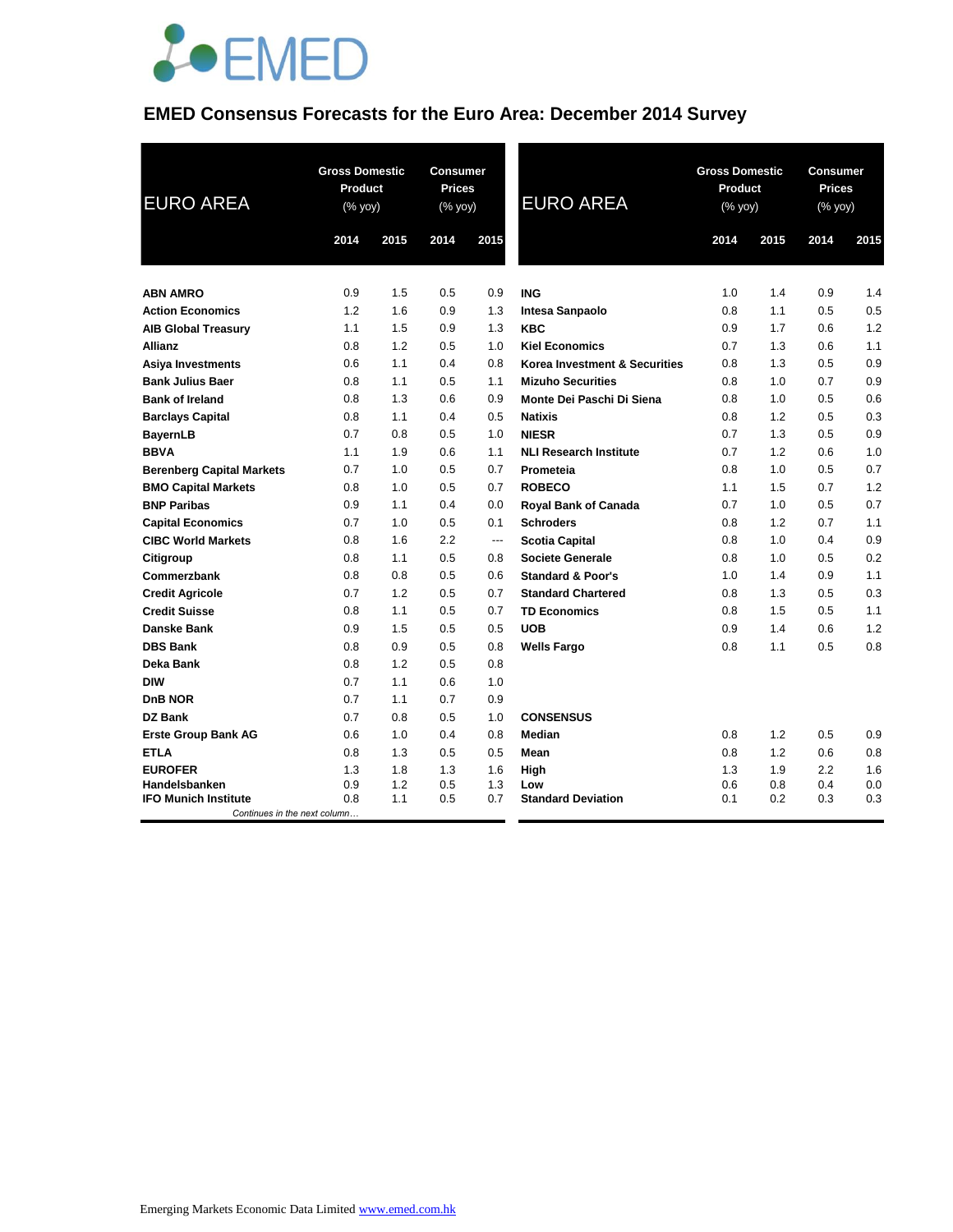# EMED Consensus Forecasts for the Euro Area: December 2014 Survey

| EURO AREA | Gross Domestic Product (% yoy) | | Consumer Prices (% yoy) | |
|---|---|---|---|---|
| | 2014 | 2015 | 2014 | 2015 |
| **ABN AMRO** | 0.9 | 1.5 | 0.5 | 0.9 |
| **Action Economics** | 1.2 | 1.6 | 0.9 | 1.3 |
| **AIB Global Treasury** | 1.1 | 1.5 | 0.9 | 1.3 |
| **Allianz** | 0.8 | 1.2 | 0.5 | 1.0 |
| **Asiya Investments** | 0.6 | 1.1 | 0.4 | 0.8 |
| **Bank Julius Baer** | 0.8 | 1.1 | 0.5 | 1.1 |
| **Bank of Ireland** | 0.8 | 1.3 | 0.6 | 0.9 |
| **Barclays Capital** | 0.8 | 1.1 | 0.4 | 0.5 |
| **BayernLB** | 0.7 | 0.8 | 0.5 | 1.0 |
| **BBVA** | 1.1 | 1.9 | 0.6 | 1.1 |
| **Berenberg Capital Markets** | 0.7 | 1.0 | 0.5 | 0.7 |
| **BMO Capital Markets** | 0.8 | 1.0 | 0.5 | 0.7 |
| **BNP Paribas** | 0.9 | 1.1 | 0.4 | 0.0 |
| **Capital Economics** | 0.7 | 1.0 | 0.5 | 0.1 |
| **CIBC World Markets** | 0.8 | 1.6 | 2.2 | --- |
| **Citigroup** | 0.8 | 1.1 | 0.5 | 0.8 |
| **Commerzbank** | 0.8 | 0.8 | 0.5 | 0.6 |
| **Credit Agricole** | 0.7 | 1.2 | 0.5 | 0.7 |
| **Credit Suisse** | 0.8 | 1.1 | 0.5 | 0.7 |
| **Danske Bank** | 0.9 | 1.5 | 0.5 | 0.5 |
| **DBS Bank** | 0.8 | 0.9 | 0.5 | 0.8 |
| **Deka Bank** | 0.8 | 1.2 | 0.5 | 0.8 |
| **DIW** | 0.7 | 1.1 | 0.6 | 1.0 |
| **DnB NOR** | 0.7 | 1.1 | 0.7 | 0.9 |
| **DZ Bank** | 0.7 | 0.8 | 0.5 | 1.0 |
| **Erste Group Bank AG** | 0.6 | 1.0 | 0.4 | 0.8 |
| **ETLA** | 0.8 | 1.3 | 0.5 | 0.5 |
| **EUROFER** | 1.3 | 1.8 | 1.3 | 1.6 |
| **Handelsbanken** | 0.9 | 1.2 | 0.5 | 1.3 |
| **IFO Munich Institute** | 0.8 | 1.1 | 0.5 | 0.7 |
| **ING** | 1.0 | 1.4 | 0.9 | 1.4 |
| **Intesa Sanpaolo** | 0.8 | 1.1 | 0.5 | 0.5 |
| **KBC** | 0.9 | 1.7 | 0.6 | 1.2 |
| **Kiel Economics** | 0.7 | 1.3 | 0.6 | 1.1 |
| **Korea Investment & Securities** | 0.8 | 1.3 | 0.5 | 0.9 |
| **Mizuho Securities** | 0.8 | 1.0 | 0.7 | 0.9 |
| **Monte Dei Paschi Di Siena** | 0.8 | 1.0 | 0.5 | 0.6 |
| **Natixis** | 0.8 | 1.2 | 0.5 | 0.3 |
| **NIESR** | 0.7 | 1.3 | 0.5 | 0.9 |
| **NLI Research Institute** | 0.7 | 1.2 | 0.6 | 1.0 |
| **Prometeia** | 0.8 | 1.0 | 0.5 | 0.7 |
| **ROBECO** | 1.1 | 1.5 | 0.7 | 1.2 |
| **Royal Bank of Canada** | 0.7 | 1.0 | 0.5 | 0.7 |
| **Schroders** | 0.8 | 1.2 | 0.7 | 1.1 |
| **Scotia Capital** | 0.8 | 1.0 | 0.4 | 0.9 |
| **Societe Generale** | 0.8 | 1.0 | 0.5 | 0.2 |
| **Standard & Poor's** | 1.0 | 1.4 | 0.9 | 1.1 |
| **Standard Chartered** | 0.8 | 1.3 | 0.5 | 0.3 |
| **TD Economics** | 0.8 | 1.5 | 0.5 | 1.1 |
| **UOB** | 0.9 | 1.4 | 0.6 | 1.2 |
| **Wells Fargo** | 0.8 | 1.1 | 0.5 | 0.8 |
| **CONSENSUS** | | | | |
| **Median** | 0.8 | 1.2 | 0.5 | 0.9 |
| **Mean** | 0.8 | 1.2 | 0.6 | 0.8 |
| **High** | 1.3 | 1.9 | 2.2 | 1.6 |
| **Low** | 0.6 | 0.8 | 0.4 | 0.0 |
| **Standard Deviation** | 0.1 | 0.2 | 0.3 | 0.3 |

Emerging Markets Economic Data Limited www.emed.com.hk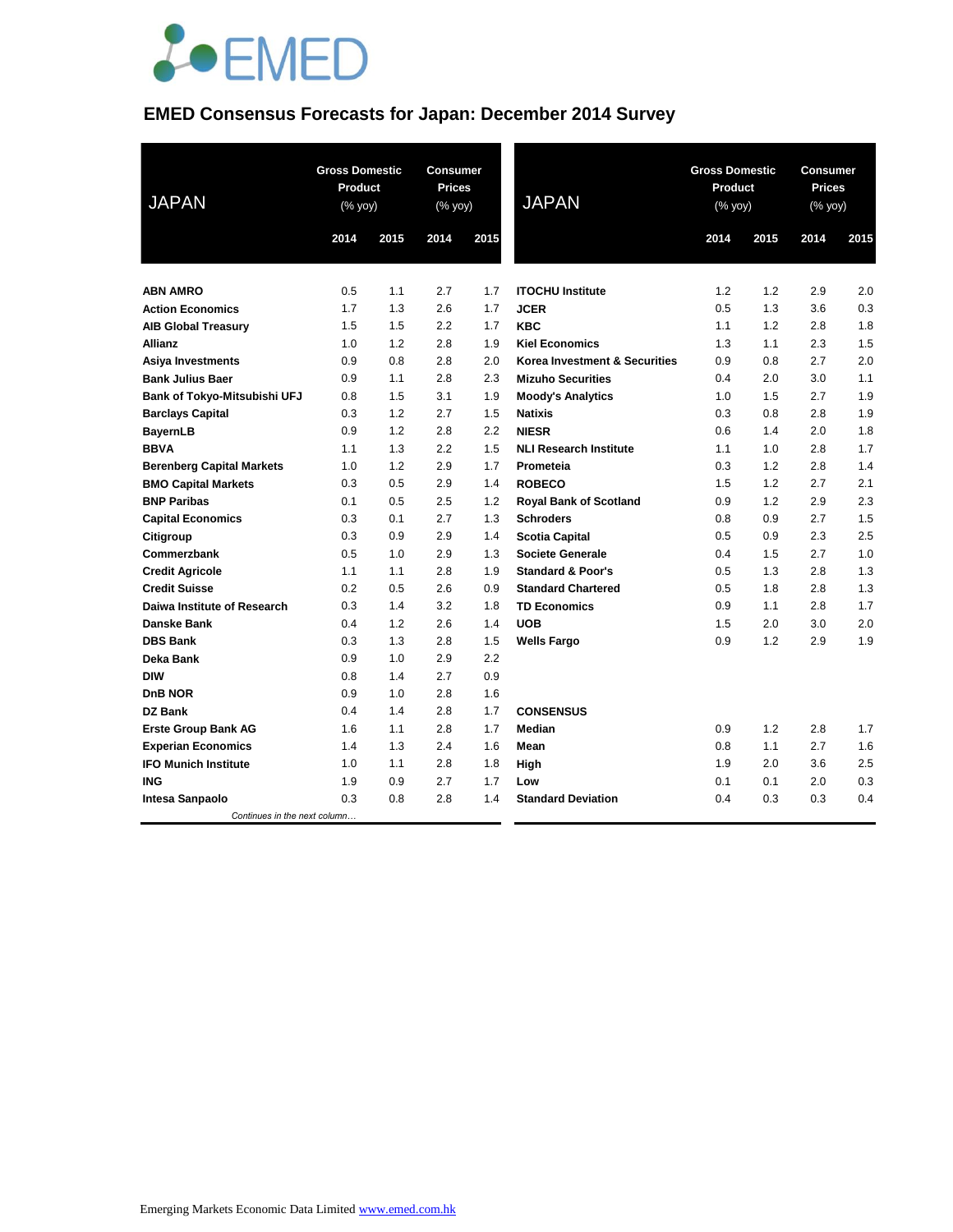EMED

# EMED Consensus Forecasts for Japan: December 2014 Survey

| JAPAN | Gross Domestic Product (% yoy) | | Consumer Prices (% yoy) | |
|---|---|---|---|---|
| | 2014 | 2015 | 2014 | 2015 |
| **ABN AMRO** | 0.5 | 1.1 | 2.7 | 1.7 |
| **Action Economics** | 1.7 | 1.3 | 2.6 | 1.7 |
| **AIB Global Treasury** | 1.5 | 1.5 | 2.2 | 1.7 |
| **Allianz** | 1.0 | 1.2 | 2.8 | 1.9 |
| **Asiya Investments** | 0.9 | 0.8 | 2.8 | 2.0 |
| **Bank Julius Baer** | 0.9 | 1.1 | 2.8 | 2.3 |
| **Bank of Tokyo-Mitsubishi UFJ** | 0.8 | 1.5 | 3.1 | 1.9 |
| **Barclays Capital** | 0.3 | 1.2 | 2.7 | 1.5 |
| **BayernLB** | 0.9 | 1.2 | 2.8 | 2.2 |
| **BBVA** | 1.1 | 1.3 | 2.2 | 1.5 |
| **Berenberg Capital Markets** | 1.0 | 1.2 | 2.9 | 1.7 |
| **BMO Capital Markets** | 0.3 | 0.5 | 2.9 | 1.4 |
| **BNP Paribas** | 0.1 | 0.5 | 2.5 | 1.2 |
| **Capital Economics** | 0.3 | 0.1 | 2.7 | 1.3 |
| **Citigroup** | 0.3 | 0.9 | 2.9 | 1.4 |
| **Commerzbank** | 0.5 | 1.0 | 2.9 | 1.3 |
| **Credit Agricole** | 1.1 | 1.1 | 2.8 | 1.9 |
| **Credit Suisse** | 0.2 | 0.5 | 2.6 | 0.9 |
| **Daiwa Institute of Research** | 0.3 | 1.4 | 3.2 | 1.8 |
| **Danske Bank** | 0.4 | 1.2 | 2.6 | 1.4 |
| **DBS Bank** | 0.3 | 1.3 | 2.8 | 1.5 |
| **Deka Bank** | 0.9 | 1.0 | 2.9 | 2.2 |
| **DIW** | 0.8 | 1.4 | 2.7 | 0.9 |
| **DnB NOR** | 0.9 | 1.0 | 2.8 | 1.6 |
| **DZ Bank** | 0.4 | 1.4 | 2.8 | 1.7 |
| **Erste Group Bank AG** | 1.6 | 1.1 | 2.8 | 1.7 |
| **Experian Economics** | 1.4 | 1.3 | 2.4 | 1.6 |
| **IFO Munich Institute** | 1.0 | 1.1 | 2.8 | 1.8 |
| **ING** | 1.9 | 0.9 | 2.7 | 1.7 |
| **Intesa Sanpaolo** | 0.3 | 0.8 | 2.8 | 1.4 |
| **ITOCHU Institute** | 1.2 | 1.2 | 2.9 | 2.0 |
| **JCER** | 0.5 | 1.3 | 3.6 | 0.3 |
| **KBC** | 1.1 | 1.2 | 2.8 | 1.8 |
| **Kiel Economics** | 1.3 | 1.1 | 2.3 | 1.5 |
| **Korea Investment & Securities** | 0.9 | 0.8 | 2.7 | 2.0 |
| **Mizuho Securities** | 0.4 | 2.0 | 3.0 | 1.1 |
| **Moody's Analytics** | 1.0 | 1.5 | 2.7 | 1.9 |
| **Natixis** | 0.3 | 0.8 | 2.8 | 1.9 |
| **NIESR** | 0.6 | 1.4 | 2.0 | 1.8 |
| **NLI Research Institute** | 1.1 | 1.0 | 2.8 | 1.7 |
| **Prometeia** | 0.3 | 1.2 | 2.8 | 1.4 |
| **ROBECO** | 1.5 | 1.2 | 2.7 | 2.1 |
| **Royal Bank of Scotland** | 0.9 | 1.2 | 2.9 | 2.3 |
| **Schroders** | 0.8 | 0.9 | 2.7 | 1.5 |
| **Scotia Capital** | 0.5 | 0.9 | 2.3 | 2.5 |
| **Societe Generale** | 0.4 | 1.5 | 2.7 | 1.0 |
| **Standard & Poor's** | 0.5 | 1.3 | 2.8 | 1.3 |
| **Standard Chartered** | 0.5 | 1.8 | 2.8 | 1.3 |
| **TD Economics** | 0.9 | 1.1 | 2.8 | 1.7 |
| **UOB** | 1.5 | 2.0 | 3.0 | 2.0 |
| **Wells Fargo** | 0.9 | 1.2 | 2.9 | 1.9 |
| **CONSENSUS** | | | | |
| **Median** | 0.9 | 1.2 | 2.8 | 1.7 |
| **Mean** | 0.8 | 1.1 | 2.7 | 1.6 |
| **High** | 1.9 | 2.0 | 3.6 | 2.5 |
| **Low** | 0.1 | 0.1 | 2.0 | 0.3 |
| **Standard Deviation** | 0.4 | 0.3 | 0.3 | 0.4 |

*Continues in the next column…*

Emerging Markets Economic Data Limited www.emed.com.hk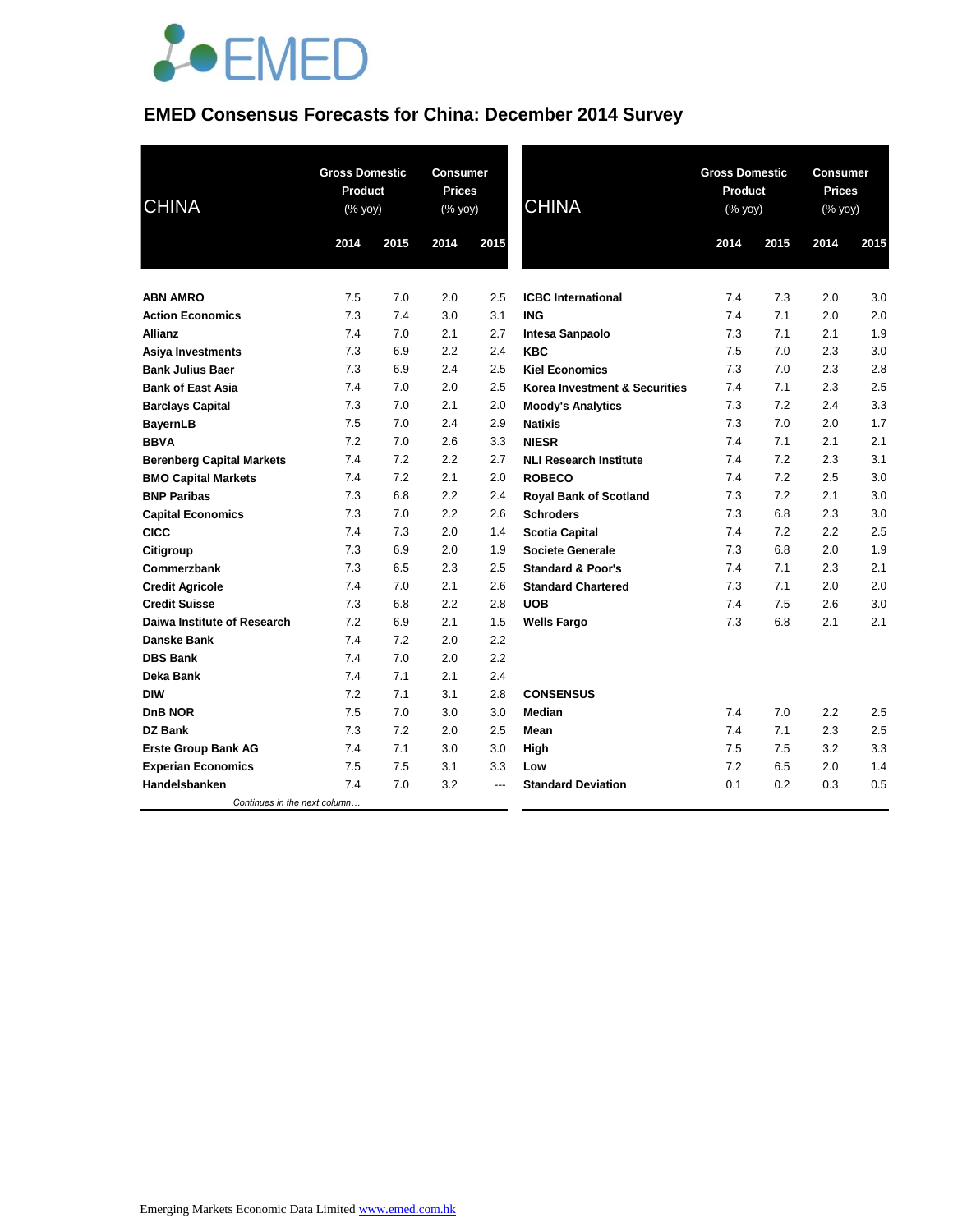# EMED Consensus Forecasts for China: December 2014 Survey

| CHINA | Gross Domestic Product (% yoy) | | Consumer Prices (% yoy) | |
|---|---|---|---|---|
| | 2014 | 2015 | 2014 | 2015 |
| **ABN AMRO** | 7.5 | 7.0 | 2.0 | 2.5 |
| **Action Economics** | 7.3 | 7.4 | 3.0 | 3.1 |
| **Allianz** | 7.4 | 7.0 | 2.1 | 2.7 |
| **Asiya Investments** | 7.3 | 6.9 | 2.2 | 2.4 |
| **Bank Julius Baer** | 7.3 | 6.9 | 2.4 | 2.5 |
| **Bank of East Asia** | 7.4 | 7.0 | 2.0 | 2.5 |
| **Barclays Capital** | 7.3 | 7.0 | 2.1 | 2.0 |
| **BayernLB** | 7.5 | 7.0 | 2.4 | 2.9 |
| **BBVA** | 7.2 | 7.0 | 2.6 | 3.3 |
| **Berenberg Capital Markets** | 7.4 | 7.2 | 2.2 | 2.7 |
| **BMO Capital Markets** | 7.4 | 7.2 | 2.1 | 2.0 |
| **BNP Paribas** | 7.3 | 6.8 | 2.2 | 2.4 |
| **Capital Economics** | 7.3 | 7.0 | 2.2 | 2.6 |
| **CICC** | 7.4 | 7.3 | 2.0 | 1.4 |
| **Citigroup** | 7.3 | 6.9 | 2.0 | 1.9 |
| **Commerzbank** | 7.3 | 6.5 | 2.3 | 2.5 |
| **Credit Agricole** | 7.4 | 7.0 | 2.1 | 2.6 |
| **Credit Suisse** | 7.3 | 6.8 | 2.2 | 2.8 |
| **Daiwa Institute of Research** | 7.2 | 6.9 | 2.1 | 1.5 |
| **Danske Bank** | 7.4 | 7.2 | 2.0 | 2.2 |
| **DBS Bank** | 7.4 | 7.0 | 2.0 | 2.2 |
| **Deka Bank** | 7.4 | 7.1 | 2.1 | 2.4 |
| **DIW** | 7.2 | 7.1 | 3.1 | 2.8 |
| **DnB NOR** | 7.5 | 7.0 | 3.0 | 3.0 |
| **DZ Bank** | 7.3 | 7.2 | 2.0 | 2.5 |
| **Erste Group Bank AG** | 7.4 | 7.1 | 3.0 | 3.0 |
| **Experian Economics** | 7.5 | 7.5 | 3.1 | 3.3 |
| **Handelsbanken** | 7.4 | 7.0 | 3.2 | --- |
| **ICBC International** | 7.4 | 7.3 | 2.0 | 3.0 |
| **ING** | 7.4 | 7.1 | 2.0 | 2.0 |
| **Intesa Sanpaolo** | 7.3 | 7.1 | 2.1 | 1.9 |
| **KBC** | 7.5 | 7.0 | 2.3 | 3.0 |
| **Kiel Economics** | 7.3 | 7.0 | 2.3 | 2.8 |
| **Korea Investment & Securities** | 7.4 | 7.1 | 2.3 | 2.5 |
| **Moody's Analytics** | 7.3 | 7.2 | 2.4 | 3.3 |
| **Natixis** | 7.3 | 7.0 | 2.0 | 1.7 |
| **NIESR** | 7.4 | 7.1 | 2.1 | 2.1 |
| **NLI Research Institute** | 7.4 | 7.2 | 2.3 | 3.1 |
| **ROBECO** | 7.4 | 7.2 | 2.5 | 3.0 |
| **Royal Bank of Scotland** | 7.3 | 7.2 | 2.1 | 3.0 |
| **Schroders** | 7.3 | 6.8 | 2.3 | 3.0 |
| **Scotia Capital** | 7.4 | 7.2 | 2.2 | 2.5 |
| **Societe Generale** | 7.3 | 6.8 | 2.0 | 1.9 |
| **Standard & Poor's** | 7.4 | 7.1 | 2.3 | 2.1 |
| **Standard Chartered** | 7.3 | 7.1 | 2.0 | 2.0 |
| **UOB** | 7.4 | 7.5 | 2.6 | 3.0 |
| **Wells Fargo** | 7.3 | 6.8 | 2.1 | 2.1 |
| **CONSENSUS** | | | | |
| **Median** | 7.4 | 7.0 | 2.2 | 2.5 |
| **Mean** | 7.4 | 7.1 | 2.3 | 2.5 |
| **High** | 7.5 | 7.5 | 3.2 | 3.3 |
| **Low** | 7.2 | 6.5 | 2.0 | 1.4 |
| **Standard Deviation** | 0.1 | 0.2 | 0.3 | 0.5 |

Emerging Markets Economic Data Limited www.emed.com.hk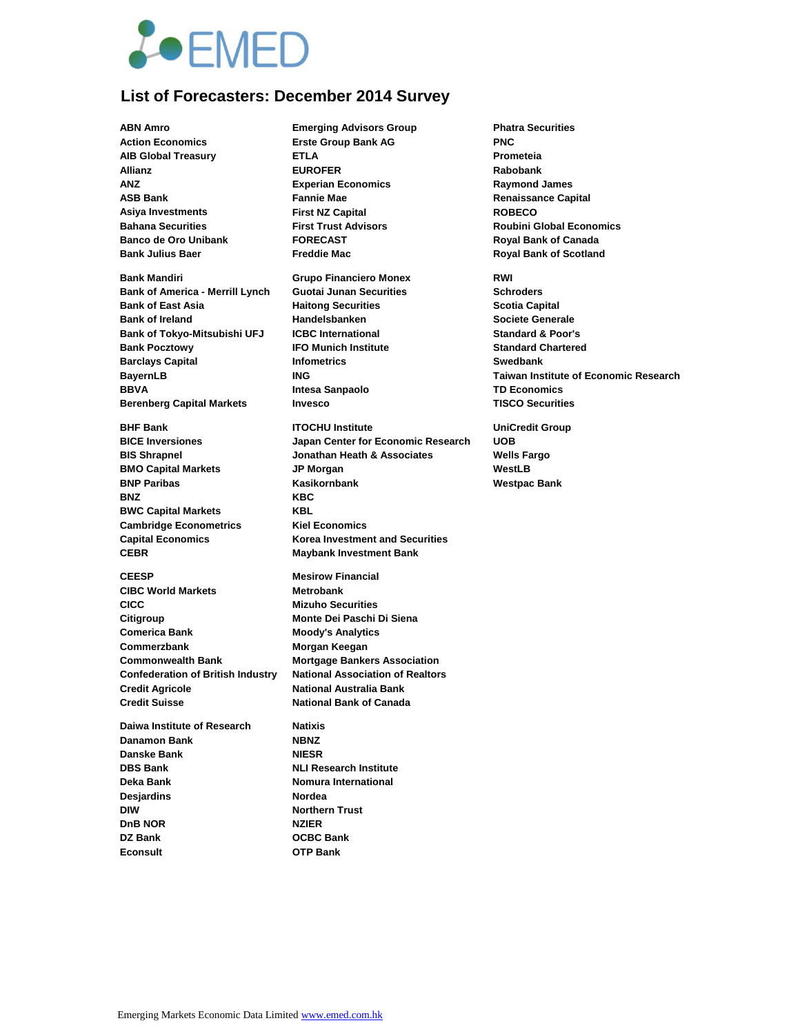EMED

# List of Forecasters: December 2014 Survey

ABN Amro
Action Economics
AIB Global Treasury
Allianz
ANZ
ASB Bank
Asiya Investments
Bahana Securities
Banco de Oro Unibank
Bank Julius Baer

Bank Mandiri
Bank of America - Merrill Lynch
Bank of East Asia
Bank of Ireland
Bank of Tokyo-Mitsubishi UFJ
Bank Pocztowy
Barclays Capital
BayernLB
BBVA
Berenberg Capital Markets

BHF Bank
BICE Inversiones
BIS Shrapnel
BMO Capital Markets
BNP Paribas
BNZ
BWC Capital Markets
Cambridge Econometrics
Capital Economics
CEBR

CEESP
CIBC World Markets
CICC
Citigroup
Comerica Bank
Commerzbank
Commonwealth Bank
Confederation of British Industry
Credit Agricole
Credit Suisse

Daiwa Institute of Research
Danamon Bank
Danske Bank
DBS Bank
Deka Bank
Desjardins
DIW
DnB NOR
DZ Bank
Econsult

Emerging Advisors Group
Erste Group Bank AG
ETLA
EUROFER
Experian Economics
Fannie Mae
First NZ Capital
First Trust Advisors
FORECAST
Freddie Mac

Grupo Financiero Monex
Guotai Junan Securities
Haitong Securities
Handelsbanken
ICBC International
IFO Munich Institute
Infometrics
ING
Intesa Sanpaolo
Invesco

ITOCHU Institute
Japan Center for Economic Research
Jonathan Heath & Associates
JP Morgan
Kasikornbank
KBC
KBL
Kiel Economics
Korea Investment and Securities
Maybank Investment Bank

Mesirow Financial
Metrobank
Mizuho Securities
Monte Dei Paschi Di Siena
Moody's Analytics
Morgan Keegan
Mortgage Bankers Association
National Association of Realtors
National Australia Bank
National Bank of Canada

Natixis
NBNZ
NIESR
NLI Research Institute
Nomura International
Nordea
Northern Trust
NZIER
OCBC Bank
OTP Bank

Phatra Securities
PNC
Prometeia
Rabobank
Raymond James
Renaissance Capital
ROBECO
Roubini Global Economics
Royal Bank of Canada
Royal Bank of Scotland

RWI
Schroders
Scotia Capital
Societe Generale
Standard & Poor's
Standard Chartered
Swedbank
Taiwan Institute of Economic Research
TD Economics
TISCO Securities

UniCredit Group
UOB
Wells Fargo
WestLB
Westpac Bank

Emerging Markets Economic Data Limited www.emed.com.hk